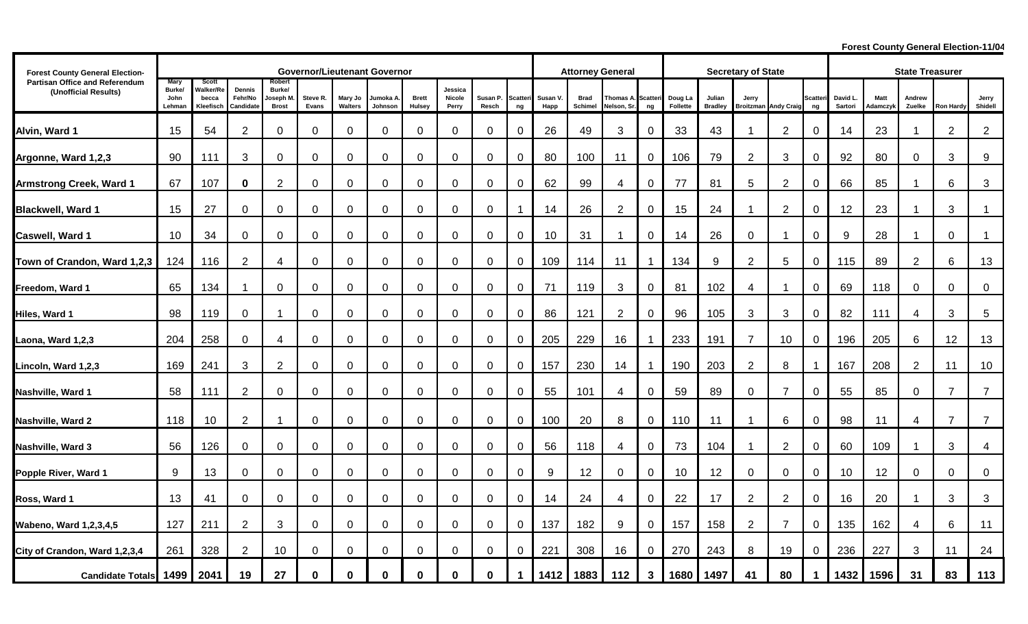Forest County General Election-11/04

| Forest County General Election-Partisan Office and Referendum (Unofficial Results) | Governor/Lieutenant Governor | | | | | | | | | | | Attorney General | | | | Secretary of State | | | | | State Treasurer | | | | |
|---|---|---|---|---|---|---|---|---|---|---|---|---|---|---|---|---|---|---|---|---|---|---|---|---|---|
| | Mary Burke/ John Lehman | Scott Walker/Rebecca Kleefisch | Dennis Fehr/No Candidate | Robert Burke/ Joseph M. Brost | Steve R. Evans | Mary Jo Walters | Jumoka A. Johnson | Brett Hulsey | Jessica Nicole Perry | Susan P. Resch | Scattering | Susan V. Happ | Brad Schimel | Thomas A. Nelson, Sr. | Scattering | Doug La Follette | Julian Bradley | Jerry Broitzman | Andy Craig | Scattering | David L. Sartori | Matt Adamczyk | Andrew Zuelke | Ron Hardy | Jerry Shidell |
| Alvin, Ward 1 | 15 | 54 | 2 | 0 | 0 | 0 | 0 | 0 | 0 | 0 | 0 | 26 | 49 | 3 | 0 | 33 | 43 | 1 | 2 | 0 | 14 | 23 | 1 | 2 | 2 |
| Argonne, Ward 1,2,3 | 90 | 111 | 3 | 0 | 0 | 0 | 0 | 0 | 0 | 0 | 0 | 80 | 100 | 11 | 0 | 106 | 79 | 2 | 3 | 0 | 92 | 80 | 0 | 3 | 9 |
| Armstrong Creek, Ward 1 | 67 | 107 | **0** | 2 | 0 | 0 | 0 | 0 | 0 | 0 | 0 | 62 | 99 | 4 | 0 | 77 | 81 | 5 | 2 | 0 | 66 | 85 | 1 | 6 | 3 |
| Blackwell, Ward 1 | 15 | 27 | 0 | 0 | 0 | 0 | 0 | 0 | 0 | 0 | 1 | 14 | 26 | 2 | 0 | 15 | 24 | 1 | 2 | 0 | 12 | 23 | 1 | 3 | 1 |
| Caswell, Ward 1 | 10 | 34 | 0 | 0 | 0 | 0 | 0 | 0 | 0 | 0 | 0 | 10 | 31 | 1 | 0 | 14 | 26 | 0 | 1 | 0 | 9 | 28 | 1 | 0 | 1 |
| Town of Crandon, Ward 1,2,3 | 124 | 116 | 2 | 4 | 0 | 0 | 0 | 0 | 0 | 0 | 0 | 109 | 114 | 11 | 1 | 134 | 9 | 2 | 5 | 0 | 115 | 89 | 2 | 6 | 13 |
| Freedom, Ward 1 | 65 | 134 | 1 | 0 | 0 | 0 | 0 | 0 | 0 | 0 | 0 | 71 | 119 | 3 | 0 | 81 | 102 | 4 | 1 | 0 | 69 | 118 | 0 | 0 | 0 |
| Hiles, Ward 1 | 98 | 119 | 0 | 1 | 0 | 0 | 0 | 0 | 0 | 0 | 0 | 86 | 121 | 2 | 0 | 96 | 105 | 3 | 3 | 0 | 82 | 111 | 4 | 3 | 5 |
| Laona, Ward 1,2,3 | 204 | 258 | 0 | 4 | 0 | 0 | 0 | 0 | 0 | 0 | 0 | 205 | 229 | 16 | 1 | 233 | 191 | 7 | 10 | 0 | 196 | 205 | 6 | 12 | 13 |
| Lincoln, Ward 1,2,3 | 169 | 241 | 3 | 2 | 0 | 0 | 0 | 0 | 0 | 0 | 0 | 157 | 230 | 14 | 1 | 190 | 203 | 2 | 8 | 1 | 167 | 208 | 2 | 11 | 10 |
| Nashville, Ward 1 | 58 | 111 | 2 | 0 | 0 | 0 | 0 | 0 | 0 | 0 | 0 | 55 | 101 | 4 | 0 | 59 | 89 | 0 | 7 | 0 | 55 | 85 | 0 | 7 | 7 |
| Nashville, Ward 2 | 118 | 10 | 2 | 1 | 0 | 0 | 0 | 0 | 0 | 0 | 0 | 100 | 20 | 8 | 0 | 110 | 11 | 1 | 6 | 0 | 98 | 11 | 4 | 7 | 7 |
| Nashville, Ward 3 | 56 | 126 | 0 | 0 | 0 | 0 | 0 | 0 | 0 | 0 | 0 | 56 | 118 | 4 | 0 | 73 | 104 | 1 | 2 | 0 | 60 | 109 | 1 | 3 | 4 |
| Popple River, Ward 1 | 9 | 13 | 0 | 0 | 0 | 0 | 0 | 0 | 0 | 0 | 0 | 9 | 12 | 0 | 0 | 10 | 12 | 0 | 0 | 0 | 10 | 12 | 0 | 0 | 0 |
| Ross, Ward 1 | 13 | 41 | 0 | 0 | 0 | 0 | 0 | 0 | 0 | 0 | 0 | 14 | 24 | 4 | 0 | 22 | 17 | 2 | 2 | 0 | 16 | 20 | 1 | 3 | 3 |
| Wabeno, Ward 1,2,3,4,5 | 127 | 211 | 2 | 3 | 0 | 0 | 0 | 0 | 0 | 0 | 0 | 137 | 182 | 9 | 0 | 157 | 158 | 2 | 7 | 0 | 135 | 162 | 4 | 6 | 11 |
| City of Crandon, Ward 1,2,3,4 | 261 | 328 | 2 | 10 | 0 | 0 | 0 | 0 | 0 | 0 | 0 | 221 | 308 | 16 | 0 | 270 | 243 | 8 | 19 | 0 | 236 | 227 | 3 | 11 | 24 |
| **Candidate Totals** | **1499** | **2041** | **19** | **27** | **0** | **0** | **0** | **0** | **0** | **0** | **1** | **1412** | **1883** | **112** | **3** | **1680** | **1497** | **41** | **80** | **1** | **1432** | **1596** | **31** | **83** | **113** |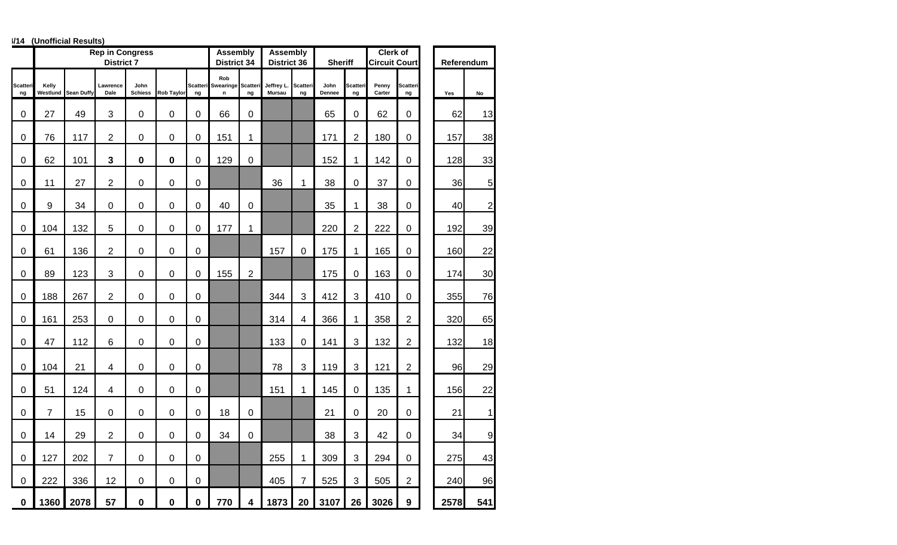/14 (Unofficial Results)

| | Rep in Congress District 7 | | | | | | Assembly District 34 | | Assembly District 36 | | Sheriff | | Clerk of Circuit Court | | Referendum | |
|---|---|---|---|---|---|---|---|---|---|---|---|---|---|---|---|---|
| Scattering | Kelly Westlund | Sean Duffy | Lawrence Dale | John Schiess | Rob Taylor | Scattering | Rob Swearingen | Scattering | Jeffrey L. Mursau | Scattering | John Dennee | Scattering | Penny Carter | Scattering | Yes | No |
| 0 | 27 | 49 | 3 | 0 | 0 | 0 | 66 | 0 | | | 65 | 0 | 62 | 0 | 62 | 13 |
| 0 | 76 | 117 | 2 | 0 | 0 | 0 | 151 | 1 | | | 171 | 2 | 180 | 0 | 157 | 38 |
| 0 | 62 | 101 | **3** | **0** | **0** | 0 | 129 | 0 | | | 152 | 1 | 142 | 0 | 128 | 33 |
| 0 | 11 | 27 | 2 | 0 | 0 | 0 | | | 36 | 1 | 38 | 0 | 37 | 0 | 36 | 5 |
| 0 | 9 | 34 | 0 | 0 | 0 | 0 | 40 | 0 | | | 35 | 1 | 38 | 0 | 40 | 2 |
| 0 | 104 | 132 | 5 | 0 | 0 | 0 | 177 | 1 | | | 220 | 2 | 222 | 0 | 192 | 39 |
| 0 | 61 | 136 | 2 | 0 | 0 | 0 | | | 157 | 0 | 175 | 1 | 165 | 0 | 160 | 22 |
| 0 | 89 | 123 | 3 | 0 | 0 | 0 | 155 | 2 | | | 175 | 0 | 163 | 0 | 174 | 30 |
| 0 | 188 | 267 | 2 | 0 | 0 | 0 | | | 344 | 3 | 412 | 3 | 410 | 0 | 355 | 76 |
| 0 | 161 | 253 | 0 | 0 | 0 | 0 | | | 314 | 4 | 366 | 1 | 358 | 2 | 320 | 65 |
| 0 | 47 | 112 | 6 | 0 | 0 | 0 | | | 133 | 0 | 141 | 3 | 132 | 2 | 132 | 18 |
| 0 | 104 | 21 | 4 | 0 | 0 | 0 | | | 78 | 3 | 119 | 3 | 121 | 2 | 96 | 29 |
| 0 | 51 | 124 | 4 | 0 | 0 | 0 | | | 151 | 1 | 145 | 0 | 135 | 1 | 156 | 22 |
| 0 | 7 | 15 | 0 | 0 | 0 | 0 | 18 | 0 | | | 21 | 0 | 20 | 0 | 21 | 1 |
| 0 | 14 | 29 | 2 | 0 | 0 | 0 | 34 | 0 | | | 38 | 3 | 42 | 0 | 34 | 9 |
| 0 | 127 | 202 | 7 | 0 | 0 | 0 | | | 255 | 1 | 309 | 3 | 294 | 0 | 275 | 43 |
| 0 | 222 | 336 | 12 | 0 | 0 | 0 | | | 405 | 7 | 525 | 3 | 505 | 2 | 240 | 96 |
| **0** | **1360** | **2078** | **57** | **0** | **0** | **0** | **770** | **4** | **1873** | **20** | **3107** | **26** | **3026** | **9** | **2578** | **541** |